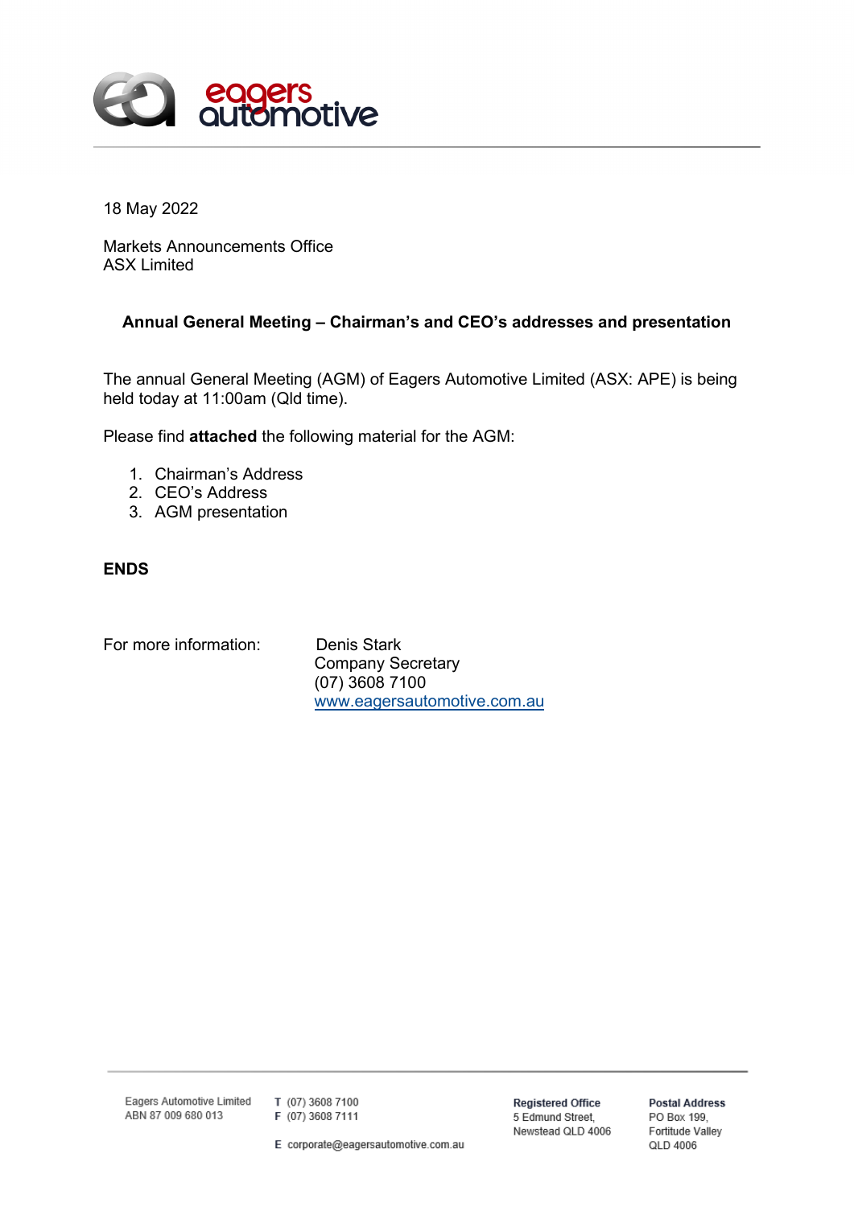18 May 2022

Markets Announcements Office
ASX Limited

**Annual General Meeting – Chairman's and CEO's addresses and presentation**

The annual General Meeting (AGM) of Eagers Automotive Limited (ASX: APE) is being held today at 11:00am (Qld time).

Please find **attached** the following material for the AGM:

1. Chairman's Address
2. CEO's Address
3. AGM presentation

**ENDS**

For more information: Denis Stark
Company Secretary
(07) 3608 7100
www.eagersautomotive.com.au

Eagers Automotive Limited
ABN 87 009 680 013

T (07) 3608 7100
F (07) 3608 7111

E corporate@eagersautomotive.com.au

**Registered Office**
5 Edmund Street,
Newstead QLD 4006

**Postal Address**
PO Box 199,
Fortitude Valley
QLD 4006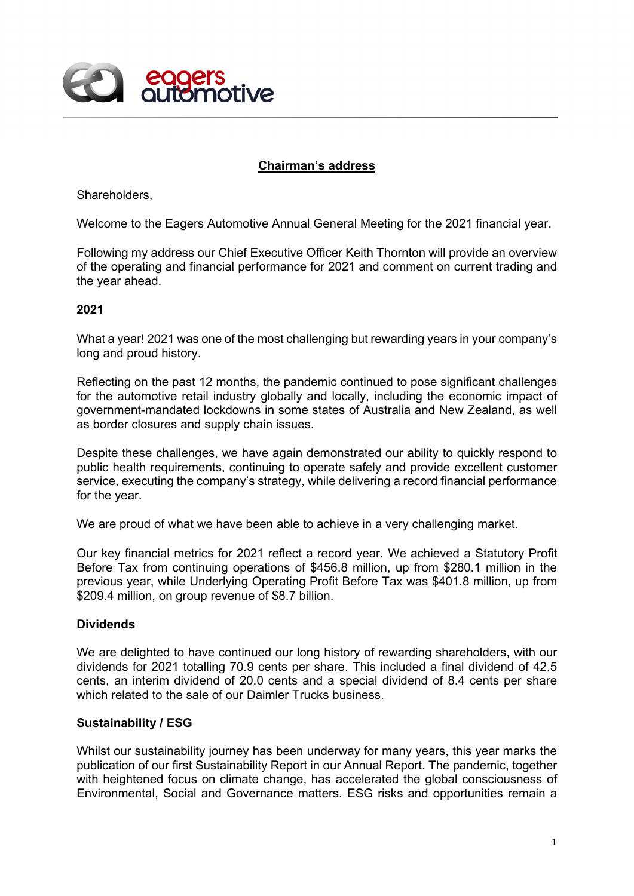## Chairman's address

Shareholders,

Welcome to the Eagers Automotive Annual General Meeting for the 2021 financial year.

Following my address our Chief Executive Officer Keith Thornton will provide an overview of the operating and financial performance for 2021 and comment on current trading and the year ahead.

### 2021

What a year! 2021 was one of the most challenging but rewarding years in your company's long and proud history.

Reflecting on the past 12 months, the pandemic continued to pose significant challenges for the automotive retail industry globally and locally, including the economic impact of government-mandated lockdowns in some states of Australia and New Zealand, as well as border closures and supply chain issues.

Despite these challenges, we have again demonstrated our ability to quickly respond to public health requirements, continuing to operate safely and provide excellent customer service, executing the company's strategy, while delivering a record financial performance for the year.

We are proud of what we have been able to achieve in a very challenging market.

Our key financial metrics for 2021 reflect a record year. We achieved a Statutory Profit Before Tax from continuing operations of $456.8 million, up from $280.1 million in the previous year, while Underlying Operating Profit Before Tax was $401.8 million, up from $209.4 million, on group revenue of $8.7 billion.

### Dividends

We are delighted to have continued our long history of rewarding shareholders, with our dividends for 2021 totalling 70.9 cents per share. This included a final dividend of 42.5 cents, an interim dividend of 20.0 cents and a special dividend of 8.4 cents per share which related to the sale of our Daimler Trucks business.

### Sustainability / ESG

Whilst our sustainability journey has been underway for many years, this year marks the publication of our first Sustainability Report in our Annual Report. The pandemic, together with heightened focus on climate change, has accelerated the global consciousness of Environmental, Social and Governance matters. ESG risks and opportunities remain a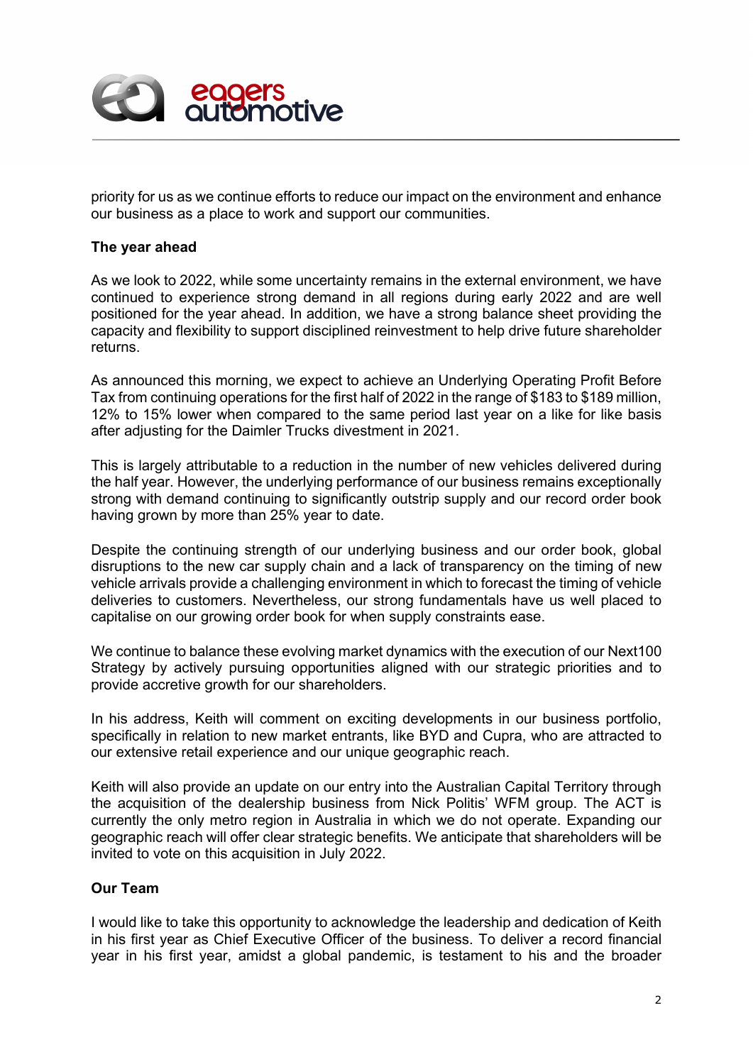priority for us as we continue efforts to reduce our impact on the environment and enhance our business as a place to work and support our communities.

**The year ahead**

As we look to 2022, while some uncertainty remains in the external environment, we have continued to experience strong demand in all regions during early 2022 and are well positioned for the year ahead. In addition, we have a strong balance sheet providing the capacity and flexibility to support disciplined reinvestment to help drive future shareholder returns.

As announced this morning, we expect to achieve an Underlying Operating Profit Before Tax from continuing operations for the first half of 2022 in the range of $183 to $189 million, 12% to 15% lower when compared to the same period last year on a like for like basis after adjusting for the Daimler Trucks divestment in 2021.

This is largely attributable to a reduction in the number of new vehicles delivered during the half year. However, the underlying performance of our business remains exceptionally strong with demand continuing to significantly outstrip supply and our record order book having grown by more than 25% year to date.

Despite the continuing strength of our underlying business and our order book, global disruptions to the new car supply chain and a lack of transparency on the timing of new vehicle arrivals provide a challenging environment in which to forecast the timing of vehicle deliveries to customers. Nevertheless, our strong fundamentals have us well placed to capitalise on our growing order book for when supply constraints ease.

We continue to balance these evolving market dynamics with the execution of our Next100 Strategy by actively pursuing opportunities aligned with our strategic priorities and to provide accretive growth for our shareholders.

In his address, Keith will comment on exciting developments in our business portfolio, specifically in relation to new market entrants, like BYD and Cupra, who are attracted to our extensive retail experience and our unique geographic reach.

Keith will also provide an update on our entry into the Australian Capital Territory through the acquisition of the dealership business from Nick Politis' WFM group. The ACT is currently the only metro region in Australia in which we do not operate. Expanding our geographic reach will offer clear strategic benefits. We anticipate that shareholders will be invited to vote on this acquisition in July 2022.

**Our Team**

I would like to take this opportunity to acknowledge the leadership and dedication of Keith in his first year as Chief Executive Officer of the business. To deliver a record financial year in his first year, amidst a global pandemic, is testament to his and the broader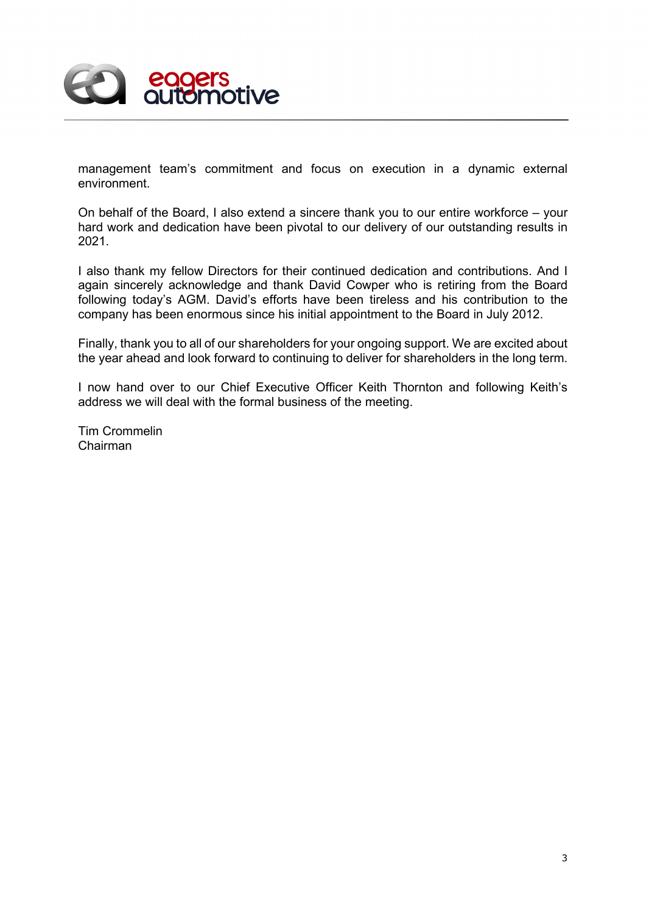management team's commitment and focus on execution in a dynamic external environment.

On behalf of the Board, I also extend a sincere thank you to our entire workforce – your hard work and dedication have been pivotal to our delivery of our outstanding results in 2021.

I also thank my fellow Directors for their continued dedication and contributions. And I again sincerely acknowledge and thank David Cowper who is retiring from the Board following today's AGM. David's efforts have been tireless and his contribution to the company has been enormous since his initial appointment to the Board in July 2012.

Finally, thank you to all of our shareholders for your ongoing support. We are excited about the year ahead and look forward to continuing to deliver for shareholders in the long term.

I now hand over to our Chief Executive Officer Keith Thornton and following Keith's address we will deal with the formal business of the meeting.

Tim Crommelin
Chairman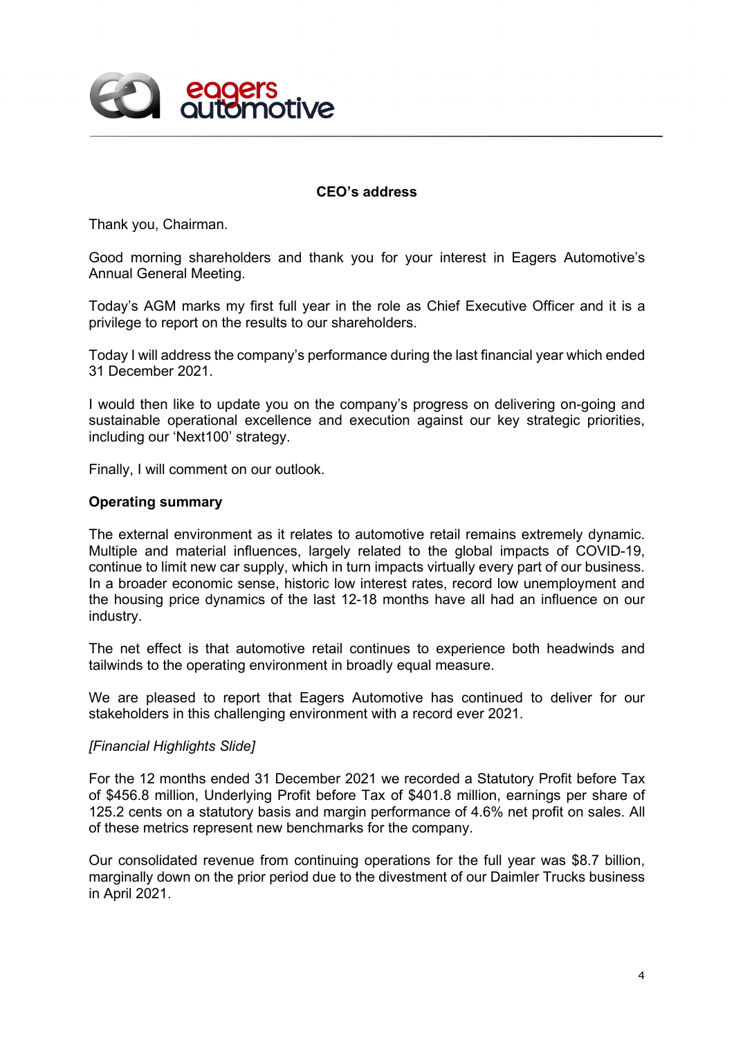**CEO's address**

Thank you, Chairman.

Good morning shareholders and thank you for your interest in Eagers Automotive's Annual General Meeting.

Today's AGM marks my first full year in the role as Chief Executive Officer and it is a privilege to report on the results to our shareholders.

Today I will address the company's performance during the last financial year which ended 31 December 2021.

I would then like to update you on the company's progress on delivering on-going and sustainable operational excellence and execution against our key strategic priorities, including our 'Next100' strategy.

Finally, I will comment on our outlook.

**Operating summary**

The external environment as it relates to automotive retail remains extremely dynamic. Multiple and material influences, largely related to the global impacts of COVID-19, continue to limit new car supply, which in turn impacts virtually every part of our business. In a broader economic sense, historic low interest rates, record low unemployment and the housing price dynamics of the last 12-18 months have all had an influence on our industry.

The net effect is that automotive retail continues to experience both headwinds and tailwinds to the operating environment in broadly equal measure.

We are pleased to report that Eagers Automotive has continued to deliver for our stakeholders in this challenging environment with a record ever 2021.

*[Financial Highlights Slide]*

For the 12 months ended 31 December 2021 we recorded a Statutory Profit before Tax of $456.8 million, Underlying Profit before Tax of $401.8 million, earnings per share of 125.2 cents on a statutory basis and margin performance of 4.6% net profit on sales. All of these metrics represent new benchmarks for the company.

Our consolidated revenue from continuing operations for the full year was $8.7 billion, marginally down on the prior period due to the divestment of our Daimler Trucks business in April 2021.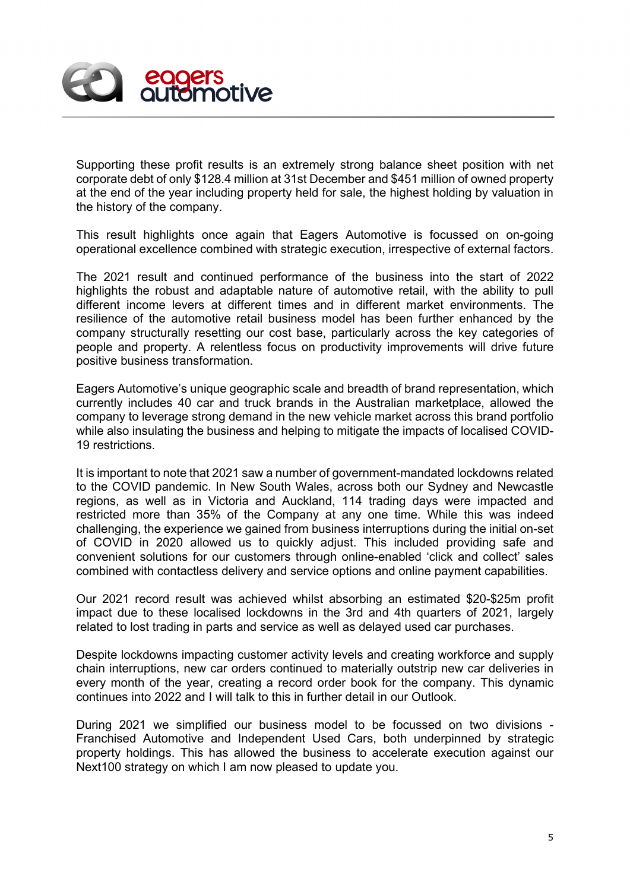Supporting these profit results is an extremely strong balance sheet position with net corporate debt of only $128.4 million at 31st December and $451 million of owned property at the end of the year including property held for sale, the highest holding by valuation in the history of the company.

This result highlights once again that Eagers Automotive is focussed on on-going operational excellence combined with strategic execution, irrespective of external factors.

The 2021 result and continued performance of the business into the start of 2022 highlights the robust and adaptable nature of automotive retail, with the ability to pull different income levers at different times and in different market environments. The resilience of the automotive retail business model has been further enhanced by the company structurally resetting our cost base, particularly across the key categories of people and property. A relentless focus on productivity improvements will drive future positive business transformation.

Eagers Automotive's unique geographic scale and breadth of brand representation, which currently includes 40 car and truck brands in the Australian marketplace, allowed the company to leverage strong demand in the new vehicle market across this brand portfolio while also insulating the business and helping to mitigate the impacts of localised COVID-19 restrictions.

It is important to note that 2021 saw a number of government-mandated lockdowns related to the COVID pandemic. In New South Wales, across both our Sydney and Newcastle regions, as well as in Victoria and Auckland, 114 trading days were impacted and restricted more than 35% of the Company at any one time. While this was indeed challenging, the experience we gained from business interruptions during the initial on-set of COVID in 2020 allowed us to quickly adjust. This included providing safe and convenient solutions for our customers through online-enabled 'click and collect' sales combined with contactless delivery and service options and online payment capabilities.

Our 2021 record result was achieved whilst absorbing an estimated $20-$25m profit impact due to these localised lockdowns in the 3rd and 4th quarters of 2021, largely related to lost trading in parts and service as well as delayed used car purchases.

Despite lockdowns impacting customer activity levels and creating workforce and supply chain interruptions, new car orders continued to materially outstrip new car deliveries in every month of the year, creating a record order book for the company. This dynamic continues into 2022 and I will talk to this in further detail in our Outlook.

During 2021 we simplified our business model to be focussed on two divisions - Franchised Automotive and Independent Used Cars, both underpinned by strategic property holdings. This has allowed the business to accelerate execution against our Next100 strategy on which I am now pleased to update you.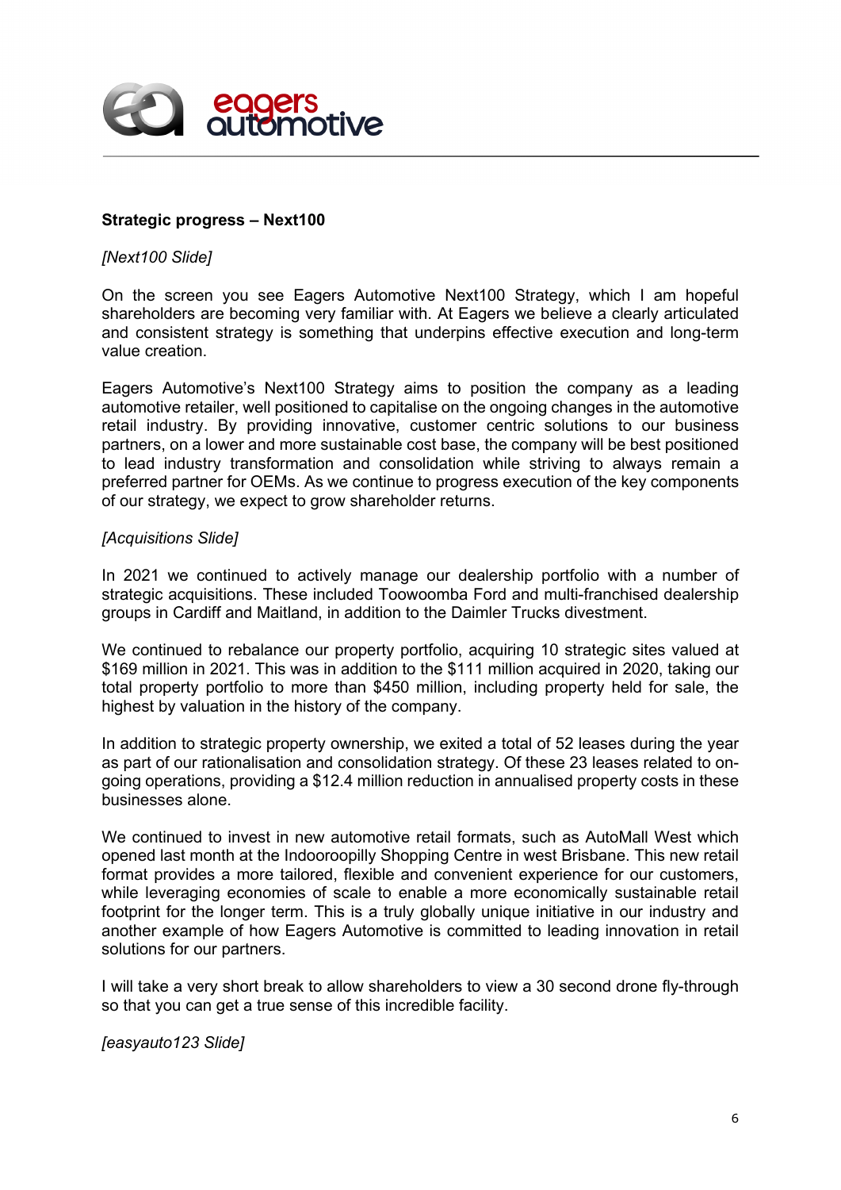**Strategic progress – Next100**

*[Next100 Slide]*

On the screen you see Eagers Automotive Next100 Strategy, which I am hopeful shareholders are becoming very familiar with. At Eagers we believe a clearly articulated and consistent strategy is something that underpins effective execution and long-term value creation.

Eagers Automotive's Next100 Strategy aims to position the company as a leading automotive retailer, well positioned to capitalise on the ongoing changes in the automotive retail industry. By providing innovative, customer centric solutions to our business partners, on a lower and more sustainable cost base, the company will be best positioned to lead industry transformation and consolidation while striving to always remain a preferred partner for OEMs. As we continue to progress execution of the key components of our strategy, we expect to grow shareholder returns.

*[Acquisitions Slide]*

In 2021 we continued to actively manage our dealership portfolio with a number of strategic acquisitions. These included Toowoomba Ford and multi-franchised dealership groups in Cardiff and Maitland, in addition to the Daimler Trucks divestment.

We continued to rebalance our property portfolio, acquiring 10 strategic sites valued at $169 million in 2021. This was in addition to the $111 million acquired in 2020, taking our total property portfolio to more than $450 million, including property held for sale, the highest by valuation in the history of the company.

In addition to strategic property ownership, we exited a total of 52 leases during the year as part of our rationalisation and consolidation strategy. Of these 23 leases related to on-going operations, providing a $12.4 million reduction in annualised property costs in these businesses alone.

We continued to invest in new automotive retail formats, such as AutoMall West which opened last month at the Indooroopilly Shopping Centre in west Brisbane. This new retail format provides a more tailored, flexible and convenient experience for our customers, while leveraging economies of scale to enable a more economically sustainable retail footprint for the longer term. This is a truly globally unique initiative in our industry and another example of how Eagers Automotive is committed to leading innovation in retail solutions for our partners.

I will take a very short break to allow shareholders to view a 30 second drone fly-through so that you can get a true sense of this incredible facility.

*[easyauto123 Slide]*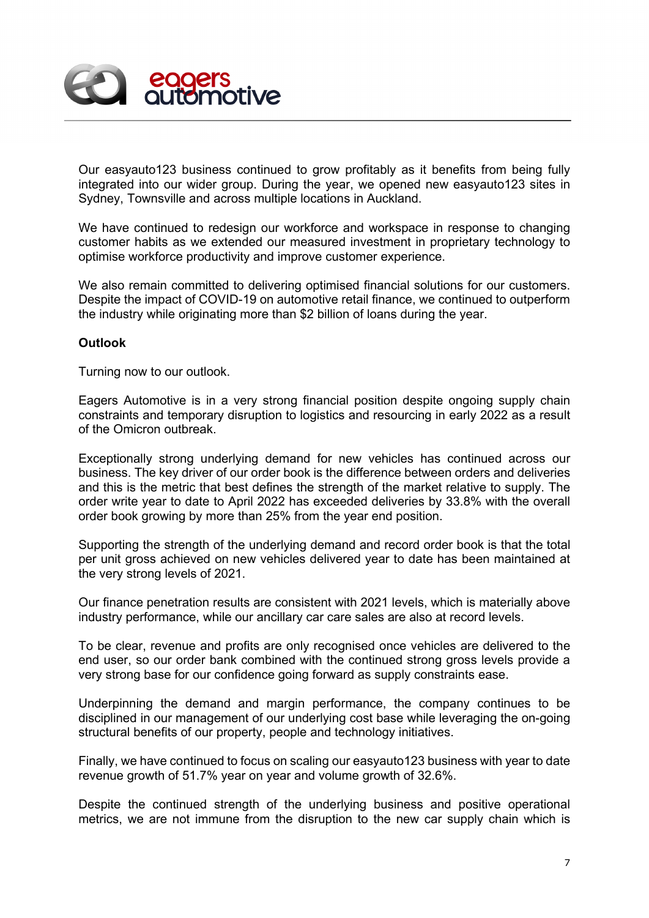Our easyauto123 business continued to grow profitably as it benefits from being fully integrated into our wider group. During the year, we opened new easyauto123 sites in Sydney, Townsville and across multiple locations in Auckland.

We have continued to redesign our workforce and workspace in response to changing customer habits as we extended our measured investment in proprietary technology to optimise workforce productivity and improve customer experience.

We also remain committed to delivering optimised financial solutions for our customers. Despite the impact of COVID-19 on automotive retail finance, we continued to outperform the industry while originating more than $2 billion of loans during the year.

**Outlook**

Turning now to our outlook.

Eagers Automotive is in a very strong financial position despite ongoing supply chain constraints and temporary disruption to logistics and resourcing in early 2022 as a result of the Omicron outbreak.

Exceptionally strong underlying demand for new vehicles has continued across our business. The key driver of our order book is the difference between orders and deliveries and this is the metric that best defines the strength of the market relative to supply. The order write year to date to April 2022 has exceeded deliveries by 33.8% with the overall order book growing by more than 25% from the year end position.

Supporting the strength of the underlying demand and record order book is that the total per unit gross achieved on new vehicles delivered year to date has been maintained at the very strong levels of 2021.

Our finance penetration results are consistent with 2021 levels, which is materially above industry performance, while our ancillary car care sales are also at record levels.

To be clear, revenue and profits are only recognised once vehicles are delivered to the end user, so our order bank combined with the continued strong gross levels provide a very strong base for our confidence going forward as supply constraints ease.

Underpinning the demand and margin performance, the company continues to be disciplined in our management of our underlying cost base while leveraging the on-going structural benefits of our property, people and technology initiatives.

Finally, we have continued to focus on scaling our easyauto123 business with year to date revenue growth of 51.7% year on year and volume growth of 32.6%.

Despite the continued strength of the underlying business and positive operational metrics, we are not immune from the disruption to the new car supply chain which is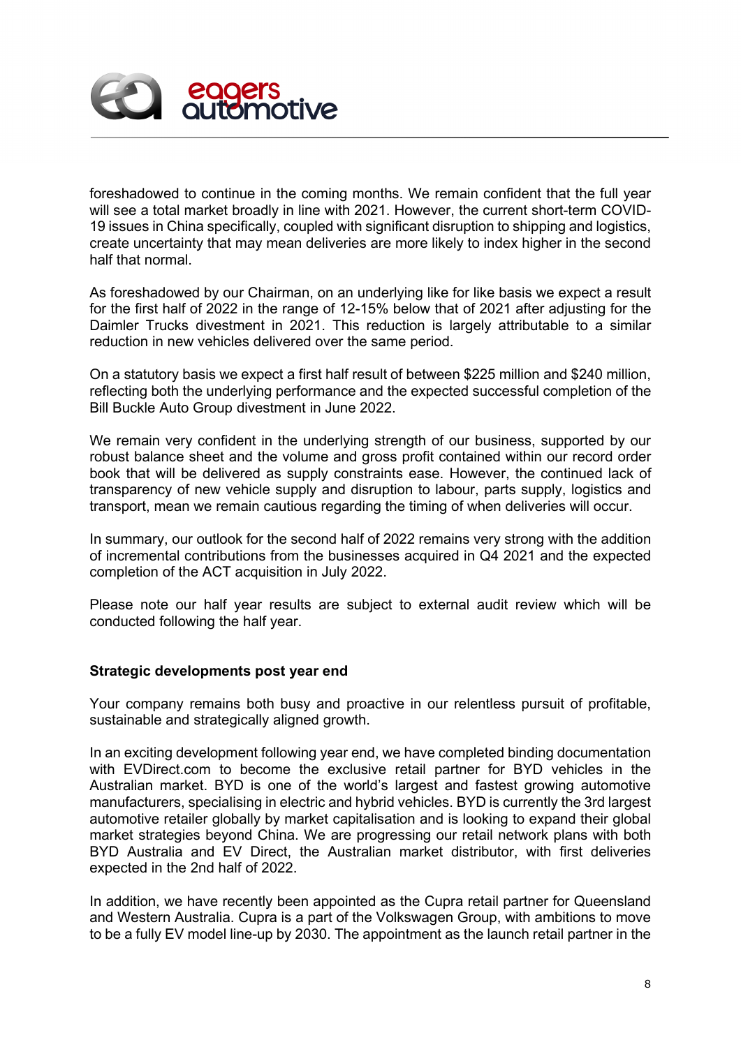foreshadowed to continue in the coming months. We remain confident that the full year will see a total market broadly in line with 2021. However, the current short-term COVID-19 issues in China specifically, coupled with significant disruption to shipping and logistics, create uncertainty that may mean deliveries are more likely to index higher in the second half that normal.

As foreshadowed by our Chairman, on an underlying like for like basis we expect a result for the first half of 2022 in the range of 12-15% below that of 2021 after adjusting for the Daimler Trucks divestment in 2021. This reduction is largely attributable to a similar reduction in new vehicles delivered over the same period.

On a statutory basis we expect a first half result of between $225 million and $240 million, reflecting both the underlying performance and the expected successful completion of the Bill Buckle Auto Group divestment in June 2022.

We remain very confident in the underlying strength of our business, supported by our robust balance sheet and the volume and gross profit contained within our record order book that will be delivered as supply constraints ease. However, the continued lack of transparency of new vehicle supply and disruption to labour, parts supply, logistics and transport, mean we remain cautious regarding the timing of when deliveries will occur.

In summary, our outlook for the second half of 2022 remains very strong with the addition of incremental contributions from the businesses acquired in Q4 2021 and the expected completion of the ACT acquisition in July 2022.

Please note our half year results are subject to external audit review which will be conducted following the half year.

**Strategic developments post year end**

Your company remains both busy and proactive in our relentless pursuit of profitable, sustainable and strategically aligned growth.

In an exciting development following year end, we have completed binding documentation with EVDirect.com to become the exclusive retail partner for BYD vehicles in the Australian market. BYD is one of the world's largest and fastest growing automotive manufacturers, specialising in electric and hybrid vehicles. BYD is currently the 3rd largest automotive retailer globally by market capitalisation and is looking to expand their global market strategies beyond China. We are progressing our retail network plans with both BYD Australia and EV Direct, the Australian market distributor, with first deliveries expected in the 2nd half of 2022.

In addition, we have recently been appointed as the Cupra retail partner for Queensland and Western Australia. Cupra is a part of the Volkswagen Group, with ambitions to move to be a fully EV model line-up by 2030. The appointment as the launch retail partner in the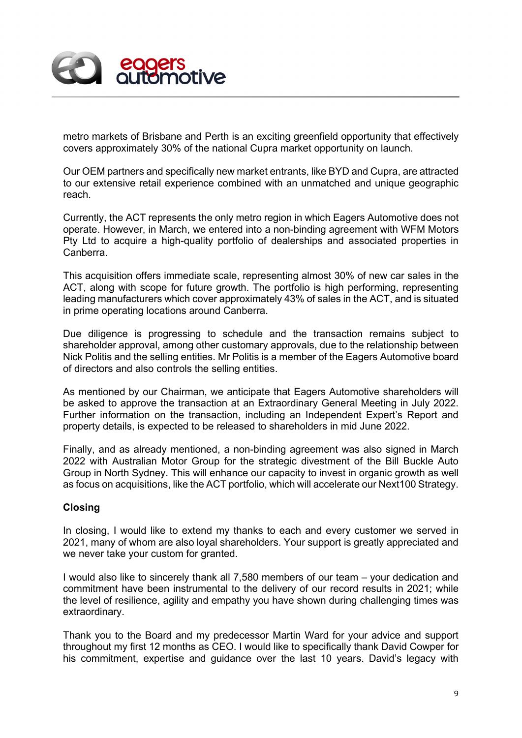metro markets of Brisbane and Perth is an exciting greenfield opportunity that effectively covers approximately 30% of the national Cupra market opportunity on launch.

Our OEM partners and specifically new market entrants, like BYD and Cupra, are attracted to our extensive retail experience combined with an unmatched and unique geographic reach.

Currently, the ACT represents the only metro region in which Eagers Automotive does not operate. However, in March, we entered into a non-binding agreement with WFM Motors Pty Ltd to acquire a high-quality portfolio of dealerships and associated properties in Canberra.

This acquisition offers immediate scale, representing almost 30% of new car sales in the ACT, along with scope for future growth. The portfolio is high performing, representing leading manufacturers which cover approximately 43% of sales in the ACT, and is situated in prime operating locations around Canberra.

Due diligence is progressing to schedule and the transaction remains subject to shareholder approval, among other customary approvals, due to the relationship between Nick Politis and the selling entities. Mr Politis is a member of the Eagers Automotive board of directors and also controls the selling entities.

As mentioned by our Chairman, we anticipate that Eagers Automotive shareholders will be asked to approve the transaction at an Extraordinary General Meeting in July 2022. Further information on the transaction, including an Independent Expert's Report and property details, is expected to be released to shareholders in mid June 2022.

Finally, and as already mentioned, a non-binding agreement was also signed in March 2022 with Australian Motor Group for the strategic divestment of the Bill Buckle Auto Group in North Sydney. This will enhance our capacity to invest in organic growth as well as focus on acquisitions, like the ACT portfolio, which will accelerate our Next100 Strategy.

**Closing**

In closing, I would like to extend my thanks to each and every customer we served in 2021, many of whom are also loyal shareholders. Your support is greatly appreciated and we never take your custom for granted.

I would also like to sincerely thank all 7,580 members of our team – your dedication and commitment have been instrumental to the delivery of our record results in 2021; while the level of resilience, agility and empathy you have shown during challenging times was extraordinary.

Thank you to the Board and my predecessor Martin Ward for your advice and support throughout my first 12 months as CEO. I would like to specifically thank David Cowper for his commitment, expertise and guidance over the last 10 years. David's legacy with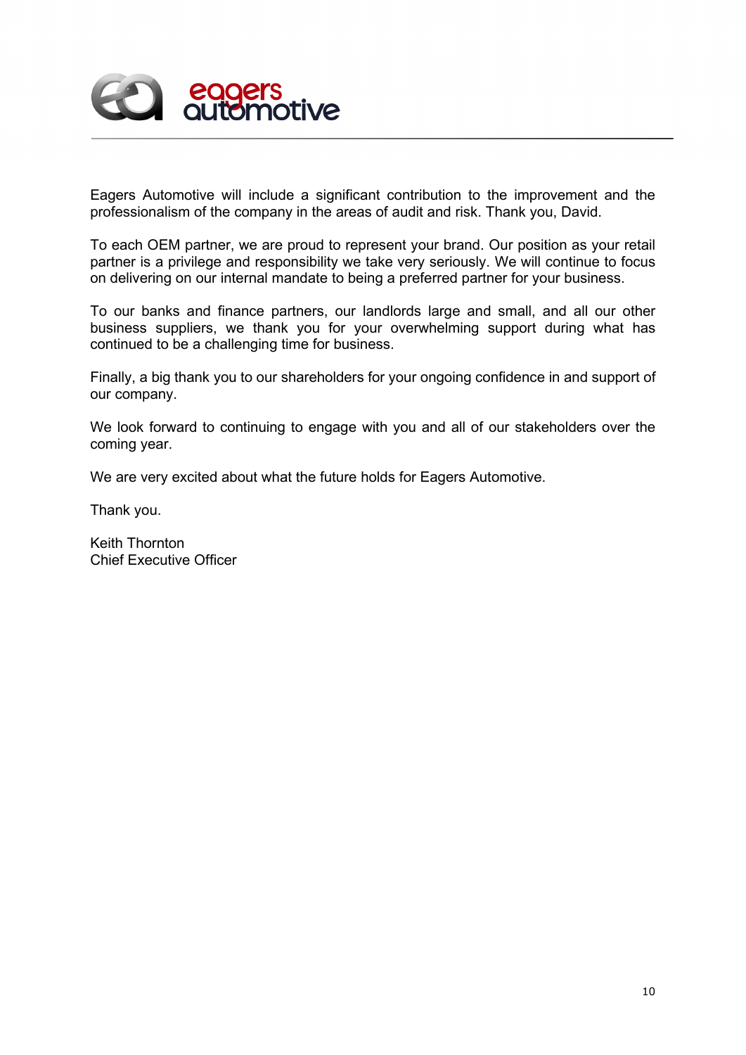Eagers Automotive will include a significant contribution to the improvement and the professionalism of the company in the areas of audit and risk. Thank you, David.

To each OEM partner, we are proud to represent your brand. Our position as your retail partner is a privilege and responsibility we take very seriously. We will continue to focus on delivering on our internal mandate to being a preferred partner for your business.

To our banks and finance partners, our landlords large and small, and all our other business suppliers, we thank you for your overwhelming support during what has continued to be a challenging time for business.

Finally, a big thank you to our shareholders for your ongoing confidence in and support of our company.

We look forward to continuing to engage with you and all of our stakeholders over the coming year.

We are very excited about what the future holds for Eagers Automotive.

Thank you.

Keith Thornton
Chief Executive Officer